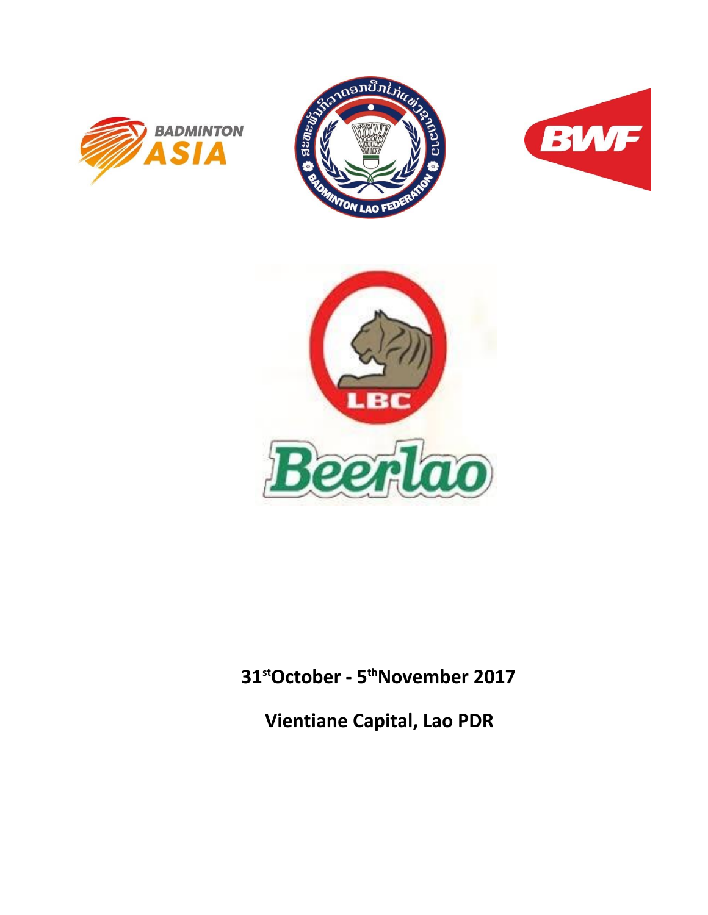**31st October - 5th November 2017**

**Vientiane Capital, Lao PDR**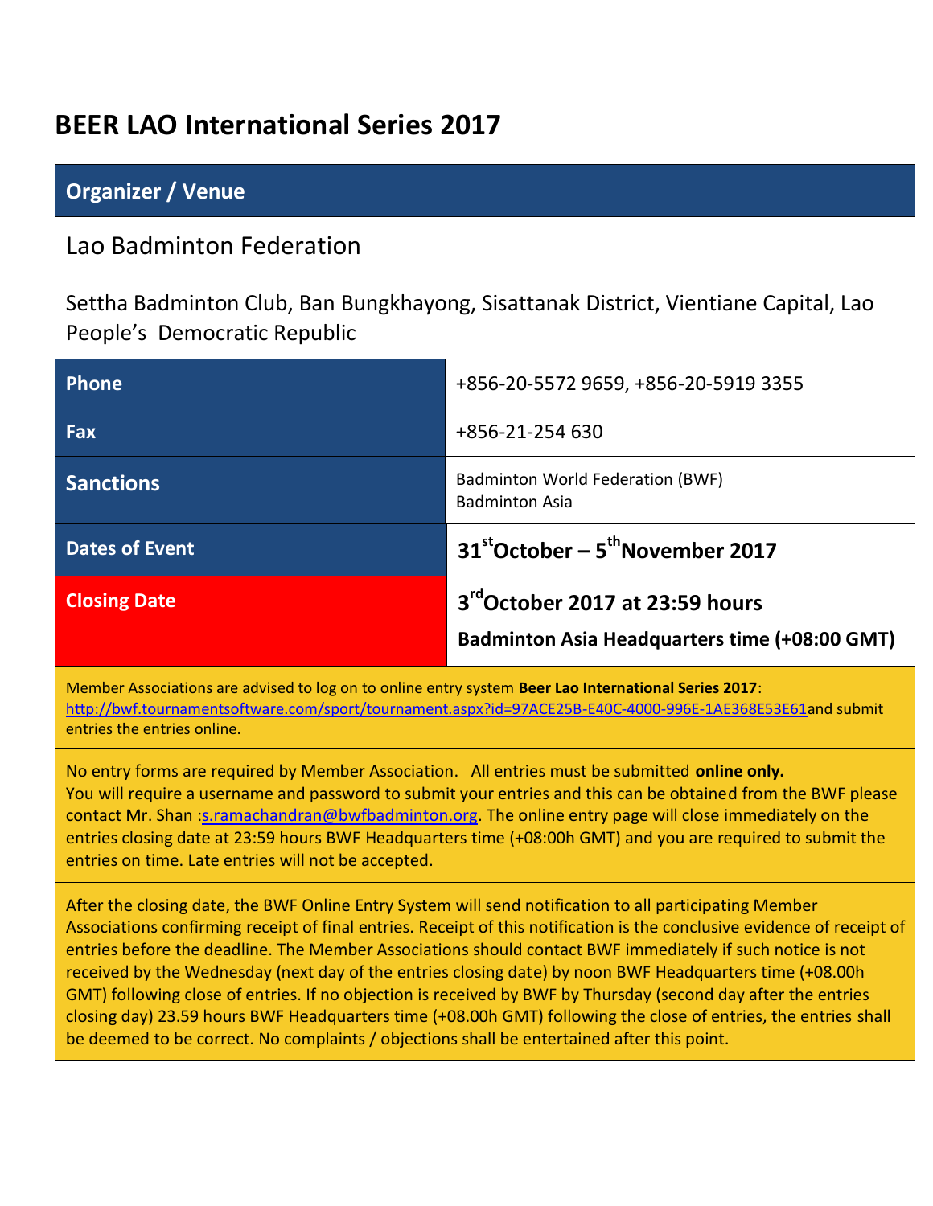# BEER LAO International Series 2017

| Organizer / Venue | |
|---|---|
| Lao Badminton Federation | |
| Settha Badminton Club, Ban Bungkhayong, Sisattanak District, Vientiane Capital, Lao People's Democratic Republic | |
| **Phone** | +856-20-5572 9659, +856-20-5919 3355 |
| **Fax** | +856-21-254 630 |
| **Sanctions** | Badminton World Federation (BWF)<br>Badminton Asia |
| **Dates of Event** | **31st October – 5th November 2017** |
| **Closing Date** | **3rd October 2017 at 23:59 hours**<br>**Badminton Asia Headquarters time (+08:00 GMT)** |

Member Associations are advised to log on to online entry system **Beer Lao International Series 2017**: http://bwf.tournamentsoftware.com/sport/tournament.aspx?id=97ACE25B-E40C-4000-996E-1AE368E53E61and submit entries the entries online.

No entry forms are required by Member Association. All entries must be submitted **online only.** You will require a username and password to submit your entries and this can be obtained from the BWF please contact Mr. Shan :s.ramachandran@bwfbadminton.org. The online entry page will close immediately on the entries closing date at 23:59 hours BWF Headquarters time (+08:00h GMT) and you are required to submit the entries on time. Late entries will not be accepted.

After the closing date, the BWF Online Entry System will send notification to all participating Member Associations confirming receipt of final entries. Receipt of this notification is the conclusive evidence of receipt of entries before the deadline. The Member Associations should contact BWF immediately if such notice is not received by the Wednesday (next day of the entries closing date) by noon BWF Headquarters time (+08.00h GMT) following close of entries. If no objection is received by BWF by Thursday (second day after the entries closing day) 23.59 hours BWF Headquarters time (+08.00h GMT) following the close of entries, the entries shall be deemed to be correct. No complaints / objections shall be entertained after this point.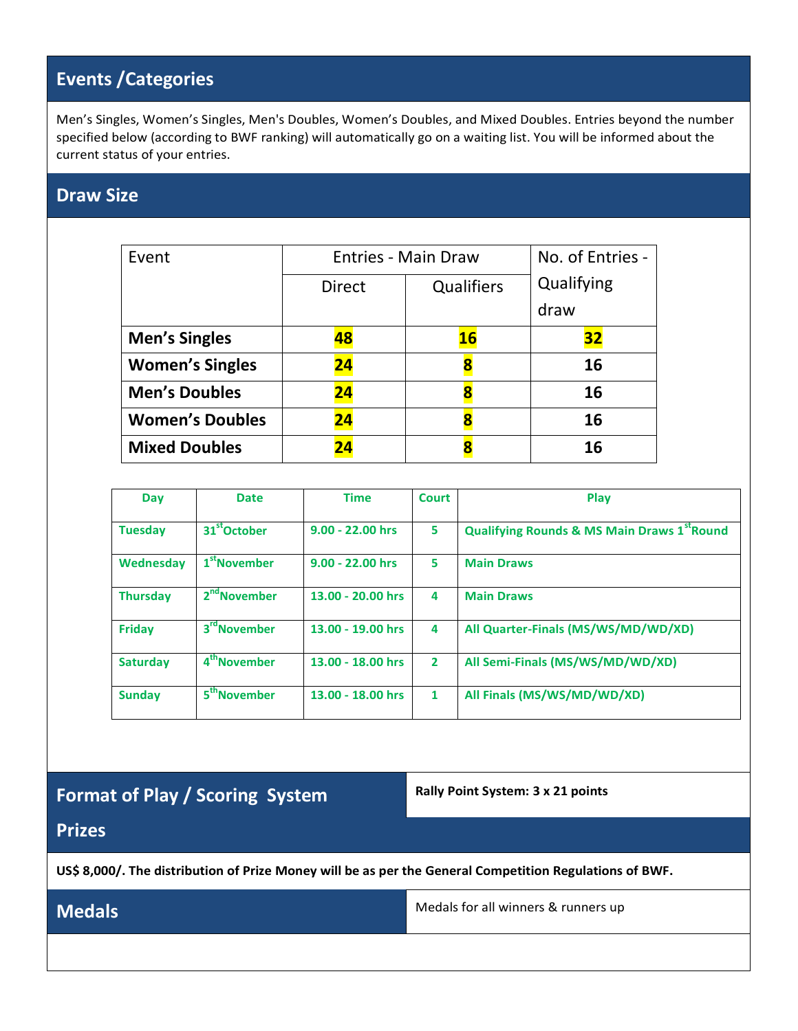## Events /Categories

Men's Singles, Women's Singles, Men's Doubles, Women's Doubles, and Mixed Doubles. Entries beyond the number specified below (according to BWF ranking) will automatically go on a waiting list. You will be informed about the current status of your entries.

## Draw Size

| Event | Entries - Main Draw | | No. of Entries - Qualifying draw |
|---|---|---|---|
| | Direct | Qualifiers | |
| **Men's Singles** | **48** | **16** | **32** |
| **Women's Singles** | **24** | **8** | **16** |
| **Men's Doubles** | **24** | **8** | **16** |
| **Women's Doubles** | **24** | **8** | **16** |
| **Mixed Doubles** | **24** | **8** | **16** |

| Day | Date | Time | Court | Play |
|---|---|---|---|---|
| Tuesday | 31st October | 9.00 - 22.00 hrs | 5 | Qualifying Rounds & MS Main Draws 1st Round |
| Wednesday | 1st November | 9.00 - 22.00 hrs | 5 | Main Draws |
| Thursday | 2nd November | 13.00 - 20.00 hrs | 4 | Main Draws |
| Friday | 3rd November | 13.00 - 19.00 hrs | 4 | All Quarter-Finals (MS/WS/MD/WD/XD) |
| Saturday | 4th November | 13.00 - 18.00 hrs | 2 | All Semi-Finals (MS/WS/MD/WD/XD) |
| Sunday | 5th November | 13.00 - 18.00 hrs | 1 | All Finals (MS/WS/MD/WD/XD) |

## Format of Play / Scoring System

**Rally Point System: 3 x 21 points**

## Prizes

**US$ 8,000/. The distribution of Prize Money will be as per the General Competition Regulations of BWF.**

## Medals

Medals for all winners & runners up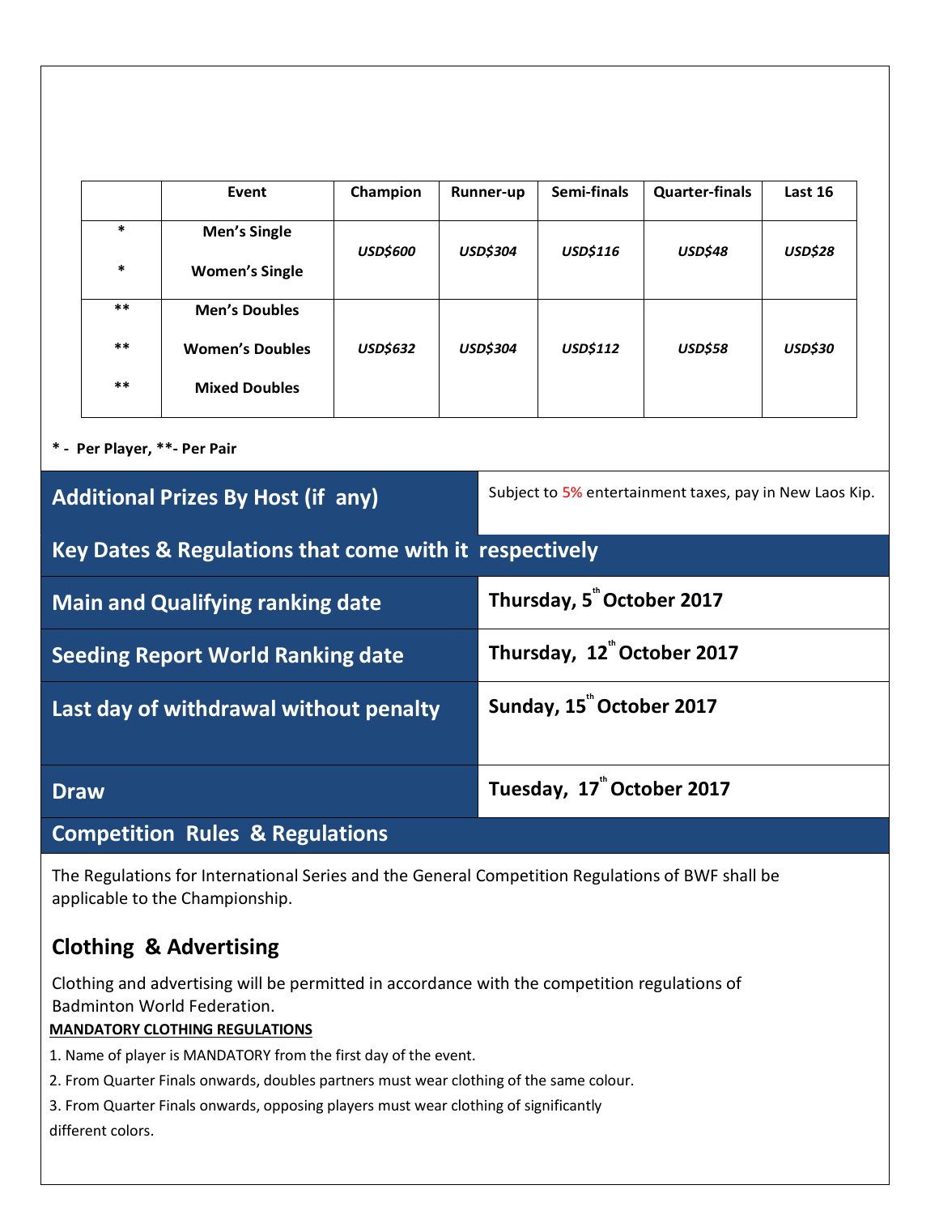| | Event | Champion | Runner-up | Semi-finals | Quarter-finals | Last 16 |
|---|---|---|---|---|---|---|
| * | Men's Single | *USD$600* | *USD$304* | *USD$116* | *USD$48* | *USD$28* |
| * | Women's Single | | | | | |
| ** | Men's Doubles | *USD$632* | *USD$304* | *USD$112* | *USD$58* | *USD$30* |
| ** | Women's Doubles | | | | | |
| ** | Mixed Doubles | | | | | |

**\* - Per Player, \*\*- Per Pair**

| | |
|---|---|
| **Additional Prizes By Host (if any)** | Subject to 5% entertainment taxes, pay in New Laos Kip. |

## Key Dates & Regulations that come with it respectively

| | |
|---|---|
| **Main and Qualifying ranking date** | **Thursday, 5th October 2017** |
| **Seeding Report World Ranking date** | **Thursday, 12th October 2017** |
| **Last day of withdrawal without penalty** | **Sunday, 15th October 2017** |
| **Draw** | **Tuesday, 17th October 2017** |

## Competition Rules & Regulations

The Regulations for International Series and the General Competition Regulations of BWF shall be applicable to the Championship.

## Clothing & Advertising

Clothing and advertising will be permitted in accordance with the competition regulations of Badminton World Federation.

**MANDATORY CLOTHING REGULATIONS**

1. Name of player is MANDATORY from the first day of the event.
2. From Quarter Finals onwards, doubles partners must wear clothing of the same colour.
3. From Quarter Finals onwards, opposing players must wear clothing of significantly different colors.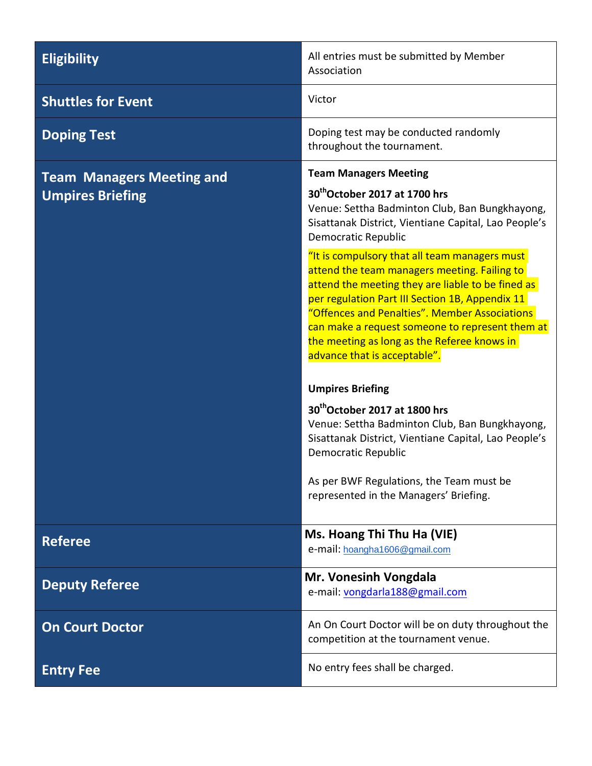| | |
|---|---|
| **Eligibility** | All entries must be submitted by Member Association |
| **Shuttles for Event** | Victor |
| **Doping Test** | Doping test may be conducted randomly throughout the tournament. |
| **Team Managers Meeting and Umpires Briefing** | **Team Managers Meeting**<br><br>**30th October 2017 at 1700 hrs**<br>Venue: Settha Badminton Club, Ban Bungkhayong, Sisattanak District, Vientiane Capital, Lao People's Democratic Republic<br><br>"It is compulsory that all team managers must attend the team managers meeting. Failing to attend the meeting they are liable to be fined as per regulation Part III Section 1B, Appendix 11 "Offences and Penalties". Member Associations can make a request someone to represent them at the meeting as long as the Referee knows in advance that is acceptable".<br><br>**Umpires Briefing**<br><br>**30th October 2017 at 1800 hrs**<br>Venue: Settha Badminton Club, Ban Bungkhayong, Sisattanak District, Vientiane Capital, Lao People's Democratic Republic<br><br>As per BWF Regulations, the Team must be represented in the Managers' Briefing. |
| **Referee** | **Ms. Hoang Thi Thu Ha (VIE)**<br>e-mail: hoangha1606@gmail.com |
| **Deputy Referee** | **Mr. Vonesinh Vongdala**<br>e-mail: vongdarla188@gmail.com |
| **On Court Doctor** | An On Court Doctor will be on duty throughout the competition at the tournament venue. |
| **Entry Fee** | No entry fees shall be charged. |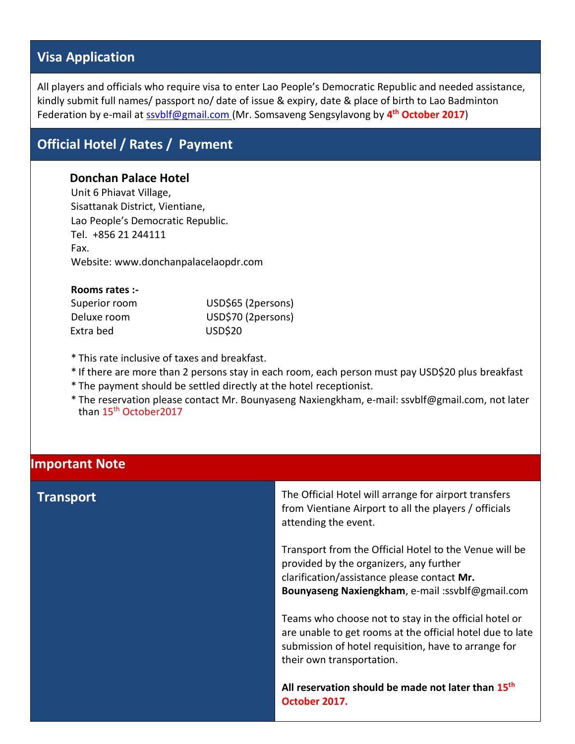## Visa Application

All players and officials who require visa to enter Lao People's Democratic Republic and needed assistance, kindly submit full names/ passport no/ date of issue & expiry, date & place of birth to Lao Badminton Federation by e-mail at ssvblf@gmail.com (Mr. Somsaveng Sengsylavong by **4th October 2017**)

## Official Hotel / Rates / Payment

**Donchan Palace Hotel**
Unit 6 Phiavat Village,
Sisattanak District, Vientiane,
Lao People's Democratic Republic.
Tel. +856 21 244111
Fax.
Website: www.donchanpalacelaopdr.com

**Rooms rates :-**

| | |
|---|---|
| Superior room | USD$65 (2persons) |
| Deluxe room | USD$70 (2persons) |
| Extra bed | USD$20 |

* This rate inclusive of taxes and breakfast.
* If there are more than 2 persons stay in each room, each person must pay USD$20 plus breakfast
* The payment should be settled directly at the hotel receptionist.
* The reservation please contact Mr. Bounyaseng Naxiengkham, e-mail: ssvblf@gmail.com, not later than 15th October2017

## Important Note

### Transport

The Official Hotel will arrange for airport transfers from Vientiane Airport to all the players / officials attending the event.

Transport from the Official Hotel to the Venue will be provided by the organizers, any further clarification/assistance please contact **Mr. Bounyaseng Naxiengkham**, e-mail :ssvblf@gmail.com

Teams who choose not to stay in the official hotel or are unable to get rooms at the official hotel due to late submission of hotel requisition, have to arrange for their own transportation.

**All reservation should be made not later than 15th October 2017.**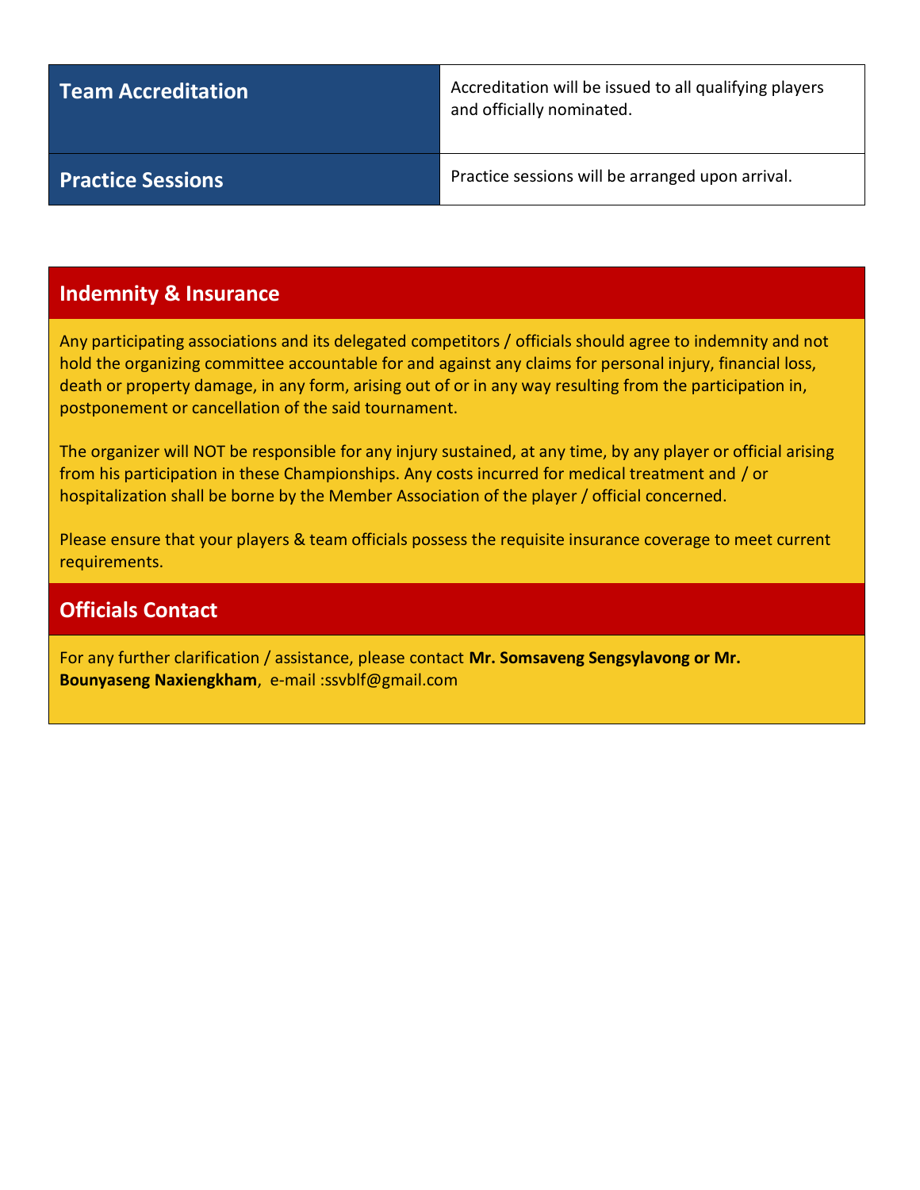| | |
|---|---|
| **Team Accreditation** | Accreditation will be issued to all qualifying players and officially nominated. |
| **Practice Sessions** | Practice sessions will be arranged upon arrival. |

## Indemnity & Insurance

Any participating associations and its delegated competitors / officials should agree to indemnity and not hold the organizing committee accountable for and against any claims for personal injury, financial loss, death or property damage, in any form, arising out of or in any way resulting from the participation in, postponement or cancellation of the said tournament.

The organizer will NOT be responsible for any injury sustained, at any time, by any player or official arising from his participation in these Championships. Any costs incurred for medical treatment and / or hospitalization shall be borne by the Member Association of the player / official concerned.

Please ensure that your players & team officials possess the requisite insurance coverage to meet current requirements.

## Officials Contact

For any further clarification / assistance, please contact **Mr. Somsaveng Sengsylavong or Mr. Bounyaseng Naxiengkham**, e-mail :ssvblf@gmail.com